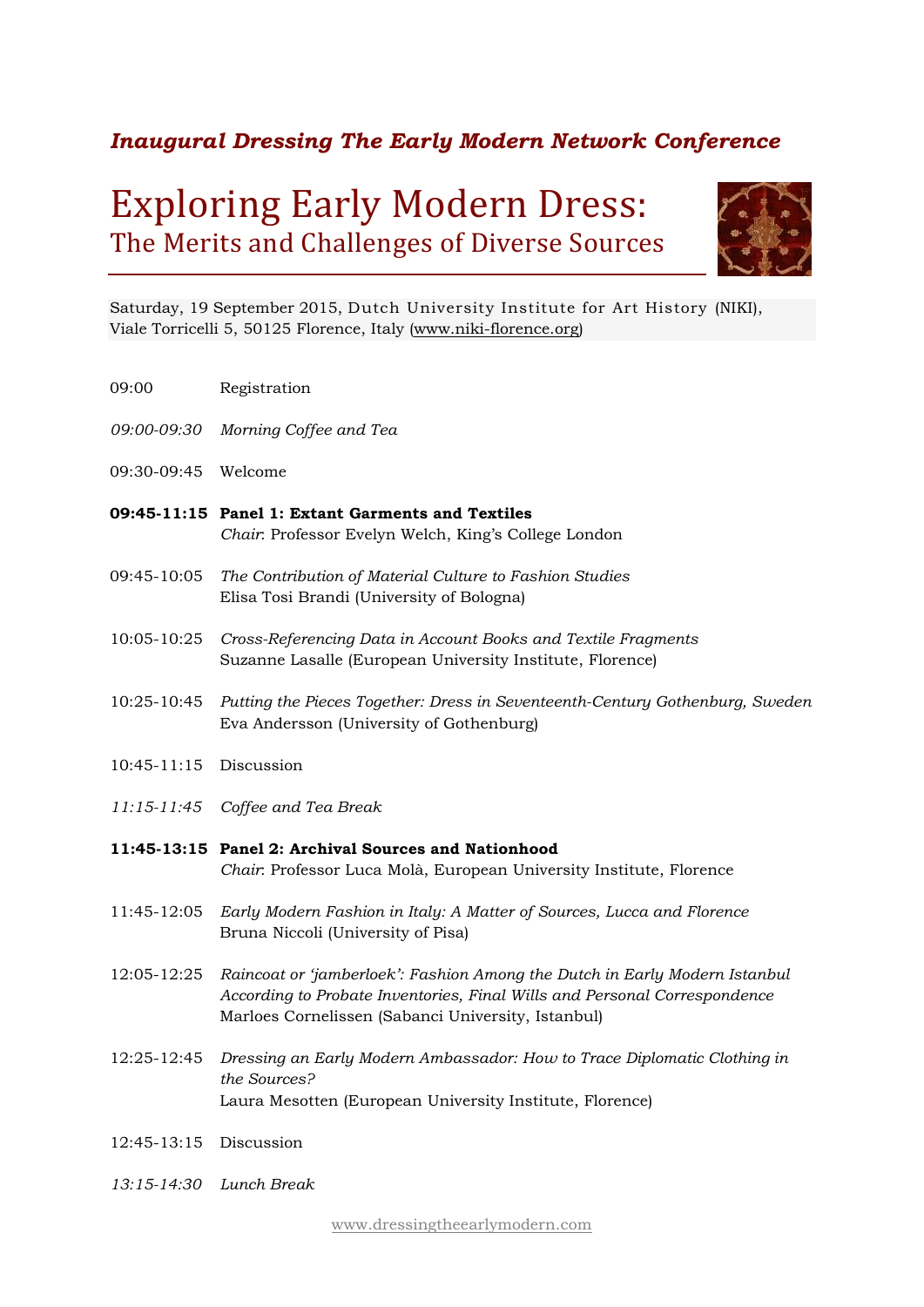*Inaugural Dressing The Early Modern Network Conference*

# Exploring Early Modern Dress:
## The Merits and Challenges of Diverse Sources

Saturday, 19 September 2015, Dutch University Institute for Art History (NIKI), Viale Torricelli 5, 50125 Florence, Italy (www.niki-florence.org)

09:00 Registration

*09:00-09:30 Morning Coffee and Tea*

09:30-09:45 Welcome

**09:45-11:15 Panel 1: Extant Garments and Textiles**
*Chair*: Professor Evelyn Welch, King's College London

09:45-10:05 *The Contribution of Material Culture to Fashion Studies*
Elisa Tosi Brandi (University of Bologna)

10:05-10:25 *Cross-Referencing Data in Account Books and Textile Fragments*
Suzanne Lasalle (European University Institute, Florence)

10:25-10:45 *Putting the Pieces Together: Dress in Seventeenth-Century Gothenburg, Sweden*
Eva Andersson (University of Gothenburg)

10:45-11:15 Discussion

*11:15-11:45 Coffee and Tea Break*

**11:45-13:15 Panel 2: Archival Sources and Nationhood**
*Chair*: Professor Luca Molà, European University Institute, Florence

11:45-12:05 *Early Modern Fashion in Italy: A Matter of Sources, Lucca and Florence*
Bruna Niccoli (University of Pisa)

12:05-12:25 *Raincoat or 'jamberloek': Fashion Among the Dutch in Early Modern Istanbul According to Probate Inventories, Final Wills and Personal Correspondence*
Marloes Cornelissen (Sabanci University, Istanbul)

12:25-12:45 *Dressing an Early Modern Ambassador: How to Trace Diplomatic Clothing in the Sources?*
Laura Mesotten (European University Institute, Florence)

12:45-13:15 Discussion

*13:15-14:30 Lunch Break*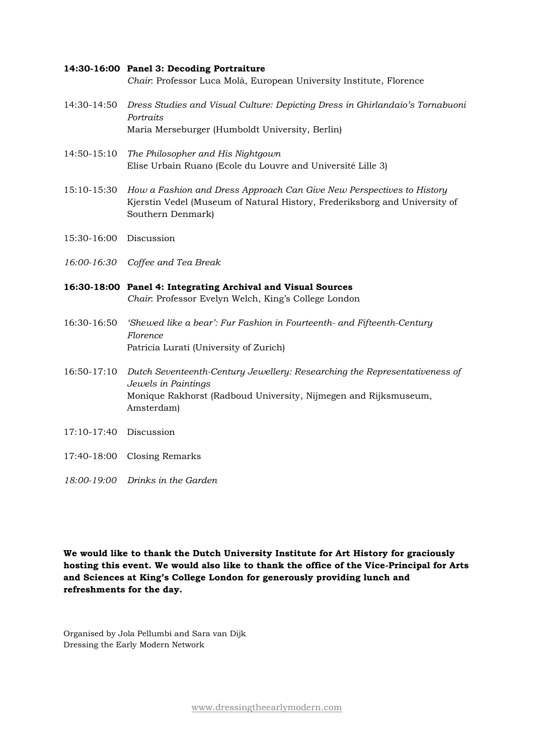**14:30-16:00 Panel 3: Decoding Portraiture**
*Chair*: Professor Luca Molà, European University Institute, Florence

14:30-14:50 *Dress Studies and Visual Culture: Depicting Dress in Ghirlandaio's Tornabuoni Portraits*
Maria Merseburger (Humboldt University, Berlin)

14:50-15:10 *The Philosopher and His Nightgown*
Elise Urbain Ruano (Ecole du Louvre and Université Lille 3)

15:10-15:30 *How a Fashion and Dress Approach Can Give New Perspectives to History*
Kjerstin Vedel (Museum of Natural History, Frederiksborg and University of Southern Denmark)

15:30-16:00 Discussion

*16:00-16:30 Coffee and Tea Break*

**16:30-18:00 Panel 4: Integrating Archival and Visual Sources**
*Chair*: Professor Evelyn Welch, King's College London

16:30-16:50 *'Shewed like a bear': Fur Fashion in Fourteenth- and Fifteenth-Century Florence*
Patricia Lurati (University of Zurich)

16:50-17:10 *Dutch Seventeenth-Century Jewellery: Researching the Representativeness of Jewels in Paintings*
Monique Rakhorst (Radboud University, Nijmegen and Rijksmuseum, Amsterdam)

17:10-17:40 Discussion

17:40-18:00 Closing Remarks

*18:00-19:00 Drinks in the Garden*

**We would like to thank the Dutch University Institute for Art History for graciously hosting this event. We would also like to thank the office of the Vice-Principal for Arts and Sciences at King's College London for generously providing lunch and refreshments for the day.**

Organised by Jola Pellumbi and Sara van Dijk
Dressing the Early Modern Network

www.dressingtheearlymodern.com